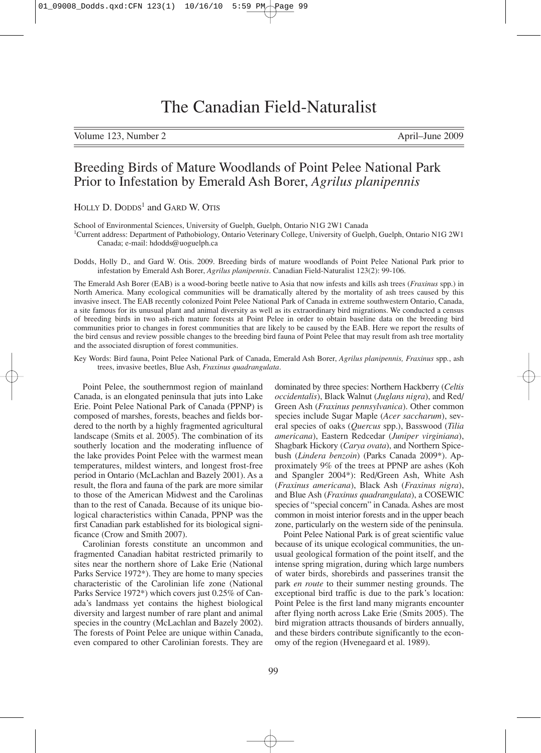# The Canadian Field-Naturalist

Volume 123, Number 2 April–June 2009

## Breeding Birds of Mature Woodlands of Point Pelee National Park Prior to Infestation by Emerald Ash Borer, *Agrilus planipennis*

HOLLY D. DODDS[1] and GARD W. OTIS

School of Environmental Sciences, University of Guelph, Guelph, Ontario N1G 2W1 Canada

[1]Current address: Department of Pathobiology, Ontario Veterinary College, University of Guelph, Guelph, Ontario N1G 2W1 Canada; e-mail: hdodds@uoguelph.ca

Dodds, Holly D., and Gard W. Otis. 2009. Breeding birds of mature woodlands of Point Pelee National Park prior to infestation by Emerald Ash Borer, *Agrilus planipennis*. Canadian Field-Naturalist 123(2): 99-106.

The Emerald Ash Borer (EAB) is a wood-boring beetle native to Asia that now infests and kills ash trees (*Fraxinus* spp.) in North America. Many ecological communities will be dramatically altered by the mortality of ash trees caused by this invasive insect. The EAB recently colonized Point Pelee National Park of Canada in extreme southwestern Ontario, Canada, a site famous for its unusual plant and animal diversity as well as its extraordinary bird migrations. We conducted a census of breeding birds in two ash-rich mature forests at Point Pelee in order to obtain baseline data on the breeding bird communities prior to changes in forest communities that are likely to be caused by the EAB. Here we report the results of the bird census and review possible changes to the breeding bird fauna of Point Pelee that may result from ash tree mortality and the associated disruption of forest communities.

Key Words: Bird fauna, Point Pelee National Park of Canada, Emerald Ash Borer, *Agrilus planipennis, Fraxinus* spp., ash trees, invasive beetles, Blue Ash, *Fraxinus quadrangulata*.

Point Pelee, the southernmost region of mainland Canada, is an elongated peninsula that juts into Lake Erie. Point Pelee National Park of Canada (PPNP) is composed of marshes, forests, beaches and fields bordered to the north by a highly fragmented agricultural landscape (Smits et al. 2005). The combination of its southerly location and the moderating influence of the lake provides Point Pelee with the warmest mean temperatures, mildest winters, and longest frost-free period in Ontario (McLachlan and Bazely 2001). As a result, the flora and fauna of the park are more similar to those of the American Midwest and the Carolinas than to the rest of Canada. Because of its unique biological characteristics within Canada, PPNP was the first Canadian park established for its biological significance (Crow and Smith 2007).

Carolinian forests constitute an uncommon and fragmented Canadian habitat restricted primarily to sites near the northern shore of Lake Erie (National Parks Service 1972*). They are home to many species characteristic of the Carolinian life zone (National Parks Service 1972*) which covers just 0.25% of Canada's landmass yet contains the highest biological diversity and largest number of rare plant and animal species in the country (McLachlan and Bazely 2002). The forests of Point Pelee are unique within Canada, even compared to other Carolinian forests. They are dominated by three species: Northern Hackberry (*Celtis occidentalis*), Black Walnut (*Juglans nigra*), and Red/Green Ash (*Fraxinus pennsylvanica*). Other common species include Sugar Maple (*Acer saccharum*), several species of oaks (*Quercus* spp.), Basswood (*Tilia americana*), Eastern Redcedar (*Juniper virginiana*), Shagbark Hickory (*Carya ovata*), and Northern Spicebush (*Lindera benzoin*) (Parks Canada 2009*). Approximately 9% of the trees at PPNP are ashes (Koh and Spangler 2004*): Red/Green Ash, White Ash (*Fraxinus americana*), Black Ash (*Fraxinus nigra*), and Blue Ash (*Fraxinus quadrangulata*), a COSEWIC species of "special concern" in Canada. Ashes are most common in moist interior forests and in the upper beach zone, particularly on the western side of the peninsula.

Point Pelee National Park is of great scientific value because of its unique ecological communities, the unusual geological formation of the point itself, and the intense spring migration, during which large numbers of water birds, shorebirds and passerines transit the park *en route* to their summer nesting grounds. The exceptional bird traffic is due to the park's location: Point Pelee is the first land many migrants encounter after flying north across Lake Erie (Smits 2005). The bird migration attracts thousands of birders annually, and these birders contribute significantly to the economy of the region (Hvenegaard et al. 1989).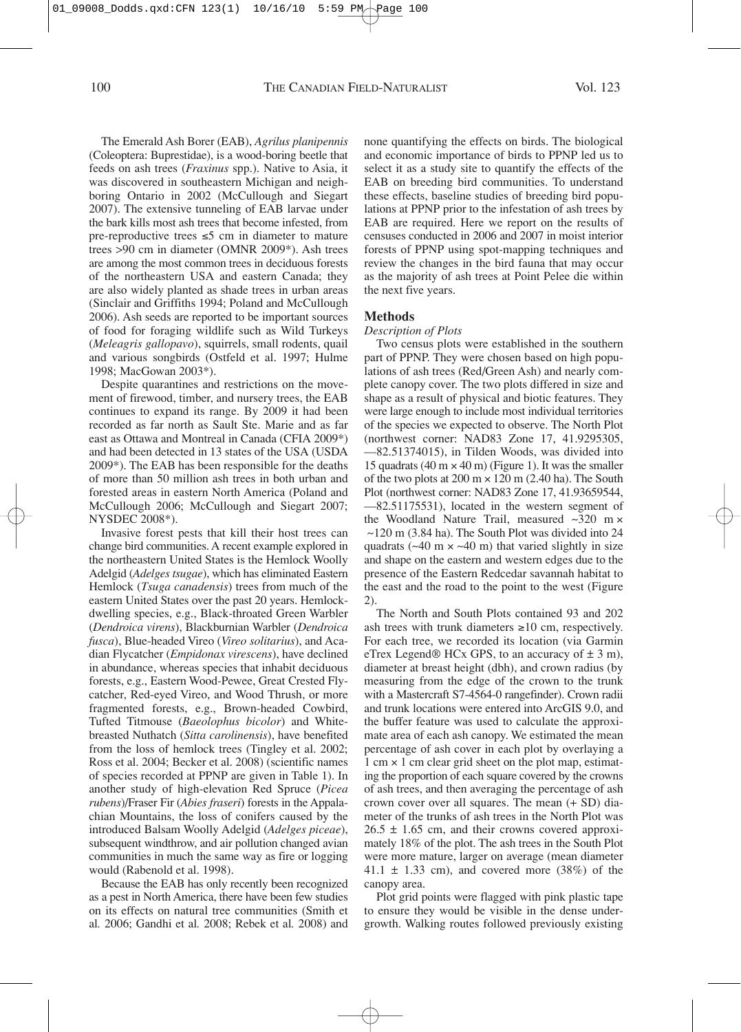The Emerald Ash Borer (EAB), *Agrilus planipennis* (Coleoptera: Buprestidae), is a wood-boring beetle that feeds on ash trees (*Fraxinus* spp.). Native to Asia, it was discovered in southeastern Michigan and neighboring Ontario in 2002 (McCullough and Siegart 2007). The extensive tunneling of EAB larvae under the bark kills most ash trees that become infested, from pre-reproductive trees ≤5 cm in diameter to mature trees >90 cm in diameter (OMNR 2009*). Ash trees are among the most common trees in deciduous forests of the northeastern USA and eastern Canada; they are also widely planted as shade trees in urban areas (Sinclair and Griffiths 1994; Poland and McCullough 2006). Ash seeds are reported to be important sources of food for foraging wildlife such as Wild Turkeys (*Meleagris gallopavo*), squirrels, small rodents, quail and various songbirds (Ostfeld et al. 1997; Hulme 1998; MacGowan 2003*).

Despite quarantines and restrictions on the movement of firewood, timber, and nursery trees, the EAB continues to expand its range. By 2009 it had been recorded as far north as Sault Ste. Marie and as far east as Ottawa and Montreal in Canada (CFIA 2009*) and had been detected in 13 states of the USA (USDA 2009*). The EAB has been responsible for the deaths of more than 50 million ash trees in both urban and forested areas in eastern North America (Poland and McCullough 2006; McCullough and Siegart 2007; NYSDEC 2008*).

Invasive forest pests that kill their host trees can change bird communities. A recent example explored in the northeastern United States is the Hemlock Woolly Adelgid (*Adelges tsugae*), which has eliminated Eastern Hemlock (*Tsuga canadensis*) trees from much of the eastern United States over the past 20 years. Hemlock-dwelling species, e.g., Black-throated Green Warbler (*Dendroica virens*), Blackburnian Warbler (*Dendroica fusca*), Blue-headed Vireo (*Vireo solitarius*), and Acadian Flycatcher (*Empidonax virescens*), have declined in abundance, whereas species that inhabit deciduous forests, e.g., Eastern Wood-Pewee, Great Crested Flycatcher, Red-eyed Vireo, and Wood Thrush, or more fragmented forests, e.g., Brown-headed Cowbird, Tufted Titmouse (*Baeolophus bicolor*) and White-breasted Nuthatch (*Sitta carolinensis*), have benefited from the loss of hemlock trees (Tingley et al. 2002; Ross et al. 2004; Becker et al. 2008) (scientific names of species recorded at PPNP are given in Table 1). In another study of high-elevation Red Spruce (*Picea rubens*)/Fraser Fir (*Abies fraseri*) forests in the Appalachian Mountains, the loss of conifers caused by the introduced Balsam Woolly Adelgid (*Adelges piceae*), subsequent windthrow, and air pollution changed avian communities in much the same way as fire or logging would (Rabenold et al. 1998).

Because the EAB has only recently been recognized as a pest in North America, there have been few studies on its effects on natural tree communities (Smith et al. 2006; Gandhi et al. 2008; Rebek et al. 2008) and none quantifying the effects on birds. The biological and economic importance of birds to PPNP led us to select it as a study site to quantify the effects of the EAB on breeding bird communities. To understand these effects, baseline studies of breeding bird populations at PPNP prior to the infestation of ash trees by EAB are required. Here we report on the results of censuses conducted in 2006 and 2007 in moist interior forests of PPNP using spot-mapping techniques and review the changes in the bird fauna that may occur as the majority of ash trees at Point Pelee die within the next five years.

## Methods

### *Description of Plots*

Two census plots were established in the southern part of PPNP. They were chosen based on high populations of ash trees (Red/Green Ash) and nearly complete canopy cover. The two plots differed in size and shape as a result of physical and biotic features. They were large enough to include most individual territories of the species we expected to observe. The North Plot (northwest corner: NAD83 Zone 17, 41.9295305, —82.51374015), in Tilden Woods, was divided into 15 quadrats (40 m × 40 m) (Figure 1). It was the smaller of the two plots at 200 m × 120 m (2.40 ha). The South Plot (northwest corner: NAD83 Zone 17, 41.93659544, —82.51175531), located in the western segment of the Woodland Nature Trail, measured ~320 m × ~120 m (3.84 ha). The South Plot was divided into 24 quadrats (~40 m × ~40 m) that varied slightly in size and shape on the eastern and western edges due to the presence of the Eastern Redcedar savannah habitat to the east and the road to the point to the west (Figure 2).

The North and South Plots contained 93 and 202 ash trees with trunk diameters ≥10 cm, respectively. For each tree, we recorded its location (via Garmin eTrex Legend® HCx GPS, to an accuracy of ± 3 m), diameter at breast height (dbh), and crown radius (by measuring from the edge of the crown to the trunk with a Mastercraft S7-4564-0 rangefinder). Crown radii and trunk locations were entered into ArcGIS 9.0, and the buffer feature was used to calculate the approximate area of each ash canopy. We estimated the mean percentage of ash cover in each plot by overlaying a 1 cm × 1 cm clear grid sheet on the plot map, estimating the proportion of each square covered by the crowns of ash trees, and then averaging the percentage of ash crown cover over all squares. The mean (+ SD) diameter of the trunks of ash trees in the North Plot was 26.5 ± 1.65 cm, and their crowns covered approximately 18% of the plot. The ash trees in the South Plot were more mature, larger on average (mean diameter 41.1 ± 1.33 cm), and covered more (38%) of the canopy area.

Plot grid points were flagged with pink plastic tape to ensure they would be visible in the dense undergrowth. Walking routes followed previously existing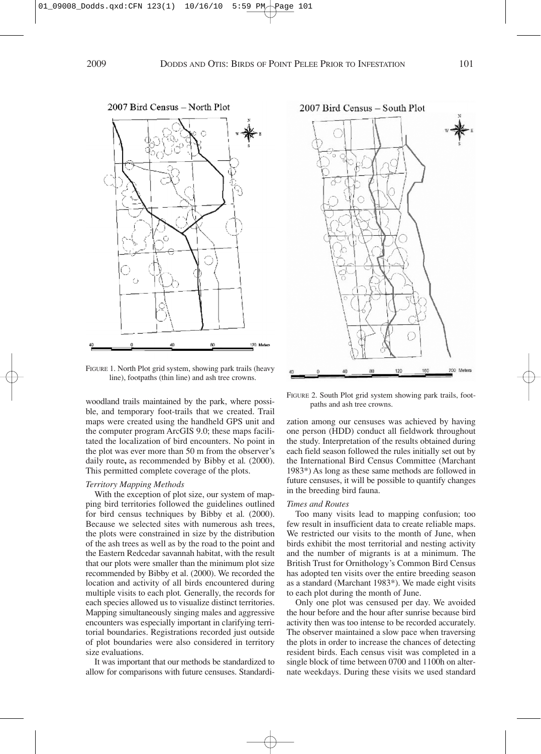FIGURE 1. North Plot grid system, showing park trails (heavy line), footpaths (thin line) and ash tree crowns.

FIGURE 2. South Plot grid system showing park trails, footpaths and ash tree crowns.

woodland trails maintained by the park, where possible, and temporary foot-trails that we created. Trail maps were created using the handheld GPS unit and the computer program ArcGIS 9.0; these maps facilitated the localization of bird encounters. No point in the plot was ever more than 50 m from the observer's daily route**,** as recommended by Bibby et al*.* (2000). This permitted complete coverage of the plots.

*Territory Mapping Methods*

With the exception of plot size, our system of mapping bird territories followed the guidelines outlined for bird census techniques by Bibby et al*.* (2000). Because we selected sites with numerous ash trees, the plots were constrained in size by the distribution of the ash trees as well as by the road to the point and the Eastern Redcedar savannah habitat, with the result that our plots were smaller than the minimum plot size recommended by Bibby et al. (2000). We recorded the location and activity of all birds encountered during multiple visits to each plot*.* Generally, the records for each species allowed us to visualize distinct territories. Mapping simultaneously singing males and aggressive encounters was especially important in clarifying territorial boundaries. Registrations recorded just outside of plot boundaries were also considered in territory size evaluations.

It was important that our methods be standardized to allow for comparisons with future censuses. Standardization among our censuses was achieved by having one person (HDD) conduct all fieldwork throughout the study. Interpretation of the results obtained during each field season followed the rules initially set out by the International Bird Census Committee (Marchant 1983*) As long as these same methods are followed in future censuses, it will be possible to quantify changes in the breeding bird fauna.

*Times and Routes*

Too many visits lead to mapping confusion; too few result in insufficient data to create reliable maps. We restricted our visits to the month of June, when birds exhibit the most territorial and nesting activity and the number of migrants is at a minimum. The British Trust for Ornithology's Common Bird Census has adopted ten visits over the entire breeding season as a standard (Marchant 1983*). We made eight visits to each plot during the month of June.

Only one plot was censused per day. We avoided the hour before and the hour after sunrise because bird activity then was too intense to be recorded accurately. The observer maintained a slow pace when traversing the plots in order to increase the chances of detecting resident birds. Each census visit was completed in a single block of time between 0700 and 1100h on alternate weekdays. During these visits we used standard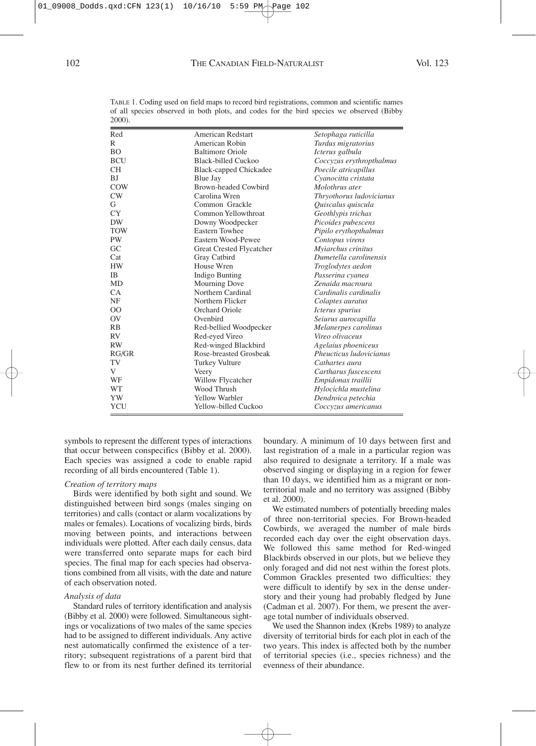TABLE 1. Coding used on field maps to record bird registrations, common and scientific names of all species observed in both plots, and codes for the bird species we observed (Bibby 2000).

| | | |
|---|---|---|
| Red | American Redstart | *Setophaga ruticilla* |
| R | American Robin | *Turdus migratorius* |
| BO | Baltimore Oriole | *Icterus galbula* |
| BCU | Black-billed Cuckoo | *Coccyzus erythropthalmus* |
| CH | Black-capped Chickadee | *Poecile atricapillus* |
| BJ | Blue Jay | *Cyanocitta cristata* |
| COW | Brown-headed Cowbird | *Molothrus ater* |
| CW | Carolina Wren | *Thryothorus ludovicianus* |
| G | Common Grackle | *Quiscalus quiscula* |
| CY | Common Yellowthroat | *Geothlypis trichas* |
| DW | Downy Woodpecker | *Picoides pubescens* |
| TOW | Eastern Towhee | *Pipilo erythopthalmus* |
| PW | Eastern Wood-Pewee | *Contopus virens* |
| GC | Great Crested Flycatcher | *Myiarchus crinitus* |
| Cat | Gray Catbird | *Dumetella carolinensis* |
| HW | House Wren | *Troglodytes aedon* |
| IB | Indigo Bunting | *Passerina cyanea* |
| MD | Mourning Dove | *Zenaida macroura* |
| CA | Northern Cardinal | *Cardinalis cardinalis* |
| NF | Northern Flicker | *Colaptes auratus* |
| OO | Orchard Oriole | *Icterus spurius* |
| OV | Ovenbird | *Seiurus aurocapilla* |
| RB | Red-bellied Woodpecker | *Melanerpes carolinus* |
| RV | Red-eyed Vireo | *Vireo olivaceus* |
| RW | Red-winged Blackbird | *Agelaius phoeniceus* |
| RG/GR | Rose-breasted Grosbeak | *Pheucticus ludovicianus* |
| TV | Turkey Vulture | *Cathartes aura* |
| V | Veery | *Cartharus fuscescens* |
| WF | Willow Flycatcher | *Empidonax traillii* |
| WT | Wood Thrush | *Hylocichla mustelina* |
| YW | Yellow Warbler | *Dendroica petechia* |
| YCU | Yellow-billed Cuckoo | *Coccyzus americanus* |

symbols to represent the different types of interactions that occur between conspecifics (Bibby et al. 2000). Each species was assigned a code to enable rapid recording of all birds encountered (Table 1).

*Creation of territory maps*

Birds were identified by both sight and sound. We distinguished between bird songs (males singing on territories) and calls (contact or alarm vocalizations by males or females). Locations of vocalizing birds, birds moving between points, and interactions between individuals were plotted. After each daily census, data were transferred onto separate maps for each bird species. The final map for each species had observations combined from all visits, with the date and nature of each observation noted.

*Analysis of data*

Standard rules of territory identification and analysis (Bibby et al. 2000) were followed. Simultaneous sightings or vocalizations of two males of the same species had to be assigned to different individuals. Any active nest automatically confirmed the existence of a territory; subsequent registrations of a parent bird that flew to or from its nest further defined its territorial boundary. A minimum of 10 days between first and last registration of a male in a particular region was also required to designate a territory. If a male was observed singing or displaying in a region for fewer than 10 days, we identified him as a migrant or non-territorial male and no territory was assigned (Bibby et al. 2000).

We estimated numbers of potentially breeding males of three non-territorial species. For Brown-headed Cowbirds, we averaged the number of male birds recorded each day over the eight observation days. We followed this same method for Red-winged Blackbirds observed in our plots, but we believe they only foraged and did not nest within the forest plots. Common Grackles presented two difficulties: they were difficult to identify by sex in the dense understory and their young had probably fledged by June (Cadman et al. 2007). For them, we present the average total number of individuals observed.

We used the Shannon index (Krebs 1989) to analyze diversity of territorial birds for each plot in each of the two years. This index is affected both by the number of territorial species (i.e., species richness) and the evenness of their abundance.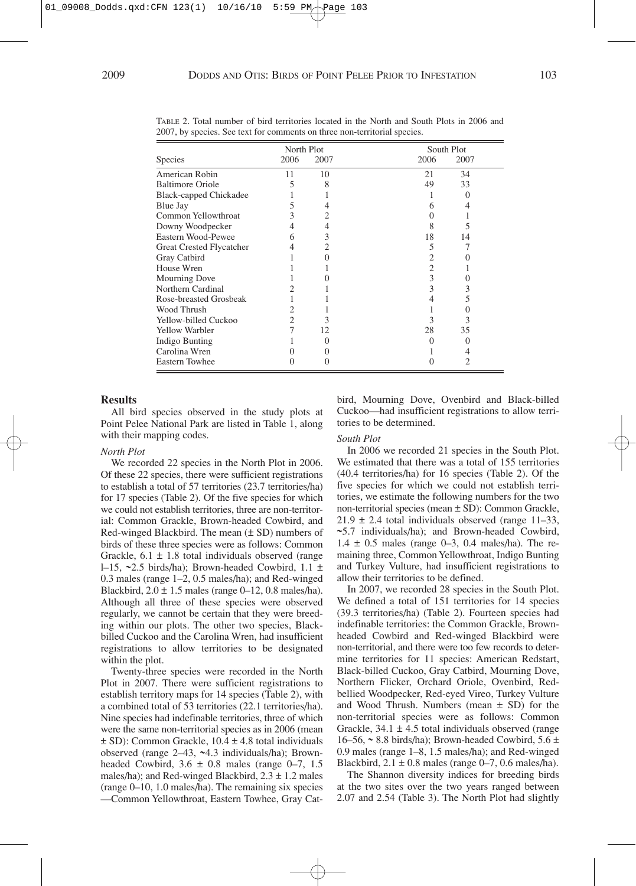TABLE 2. Total number of bird territories located in the North and South Plots in 2006 and 2007, by species. See text for comments on three non-territorial species.

| Species | North Plot 2006 | North Plot 2007 | South Plot 2006 | South Plot 2007 |
|---|---|---|---|---|
| American Robin | 11 | 10 | 21 | 34 |
| Baltimore Oriole | 5 | 8 | 49 | 33 |
| Black-capped Chickadee | 1 | 1 | 1 | 0 |
| Blue Jay | 5 | 4 | 6 | 4 |
| Common Yellowthroat | 3 | 2 | 0 | 1 |
| Downy Woodpecker | 4 | 4 | 8 | 5 |
| Eastern Wood-Pewee | 6 | 3 | 18 | 14 |
| Great Crested Flycatcher | 4 | 2 | 5 | 7 |
| Gray Catbird | 1 | 0 | 2 | 0 |
| House Wren | 1 | 1 | 2 | 1 |
| Mourning Dove | 1 | 0 | 3 | 0 |
| Northern Cardinal | 2 | 1 | 3 | 3 |
| Rose-breasted Grosbeak | 1 | 1 | 4 | 5 |
| Wood Thrush | 2 | 1 | 1 | 0 |
| Yellow-billed Cuckoo | 2 | 3 | 3 | 3 |
| Yellow Warbler | 7 | 12 | 28 | 35 |
| Indigo Bunting | 1 | 0 | 0 | 0 |
| Carolina Wren | 0 | 0 | 1 | 4 |
| Eastern Towhee | 0 | 0 | 0 | 2 |

## Results

All bird species observed in the study plots at Point Pelee National Park are listed in Table 1, along with their mapping codes.

### *North Plot*

We recorded 22 species in the North Plot in 2006. Of these 22 species, there were sufficient registrations to establish a total of 57 territories (23.7 territories/ha) for 17 species (Table 2). Of the five species for which we could not establish territories, three are non-territorial: Common Grackle, Brown-headed Cowbird, and Red-winged Blackbird. The mean (± SD) numbers of birds of these three species were as follows: Common Grackle, 6.1 ± 1.8 total individuals observed (range l–15, ~2.5 birds/ha); Brown-headed Cowbird, 1.1 ± 0.3 males (range 1–2, 0.5 males/ha); and Red-winged Blackbird, 2.0 ± 1.5 males (range 0–12, 0.8 males/ha). Although all three of these species were observed regularly, we cannot be certain that they were breeding within our plots. The other two species, Black-billed Cuckoo and the Carolina Wren, had insufficient registrations to allow territories to be designated within the plot.

Twenty-three species were recorded in the North Plot in 2007. There were sufficient registrations to establish territory maps for 14 species (Table 2), with a combined total of 53 territories (22.1 territories/ha). Nine species had indefinable territories, three of which were the same non-territorial species as in 2006 (mean ± SD): Common Grackle, 10.4 ± 4.8 total individuals observed (range 2–43, ~4.3 individuals/ha); Brown-headed Cowbird, 3.6 ± 0.8 males (range 0–7, 1.5 males/ha); and Red-winged Blackbird, 2.3 ± 1.2 males (range 0–10, 1.0 males/ha). The remaining six species —Common Yellowthroat, Eastern Towhee, Gray Catbird, Mourning Dove, Ovenbird and Black-billed Cuckoo—had insufficient registrations to allow territories to be determined.

### *South Plot*

In 2006 we recorded 21 species in the South Plot. We estimated that there was a total of 155 territories (40.4 territories/ha) for 16 species (Table 2). Of the five species for which we could not establish territories, we estimate the following numbers for the two non-territorial species (mean ± SD): Common Grackle, 21.9 ± 2.4 total individuals observed (range 11–33, ~5.7 individuals/ha); and Brown-headed Cowbird, 1.4 ± 0.5 males (range 0–3, 0.4 males/ha). The remaining three, Common Yellowthroat, Indigo Bunting and Turkey Vulture, had insufficient registrations to allow their territories to be defined.

In 2007, we recorded 28 species in the South Plot. We defined a total of 151 territories for 14 species (39.3 territories/ha) (Table 2). Fourteen species had indefinable territories: the Common Grackle, Brown-headed Cowbird and Red-winged Blackbird were non-territorial, and there were too few records to determine territories for 11 species: American Redstart, Black-billed Cuckoo, Gray Catbird, Mourning Dove, Northern Flicker, Orchard Oriole, Ovenbird, Red-bellied Woodpecker, Red-eyed Vireo, Turkey Vulture and Wood Thrush. Numbers (mean ± SD) for the non-territorial species were as follows: Common Grackle, 34.1 ± 4.5 total individuals observed (range 16–56, ~ 8.8 birds/ha); Brown-headed Cowbird, 5.6 ± 0.9 males (range 1–8, 1.5 males/ha); and Red-winged Blackbird, 2.1 ± 0.8 males (range 0–7, 0.6 males/ha).

The Shannon diversity indices for breeding birds at the two sites over the two years ranged between 2.07 and 2.54 (Table 3). The North Plot had slightly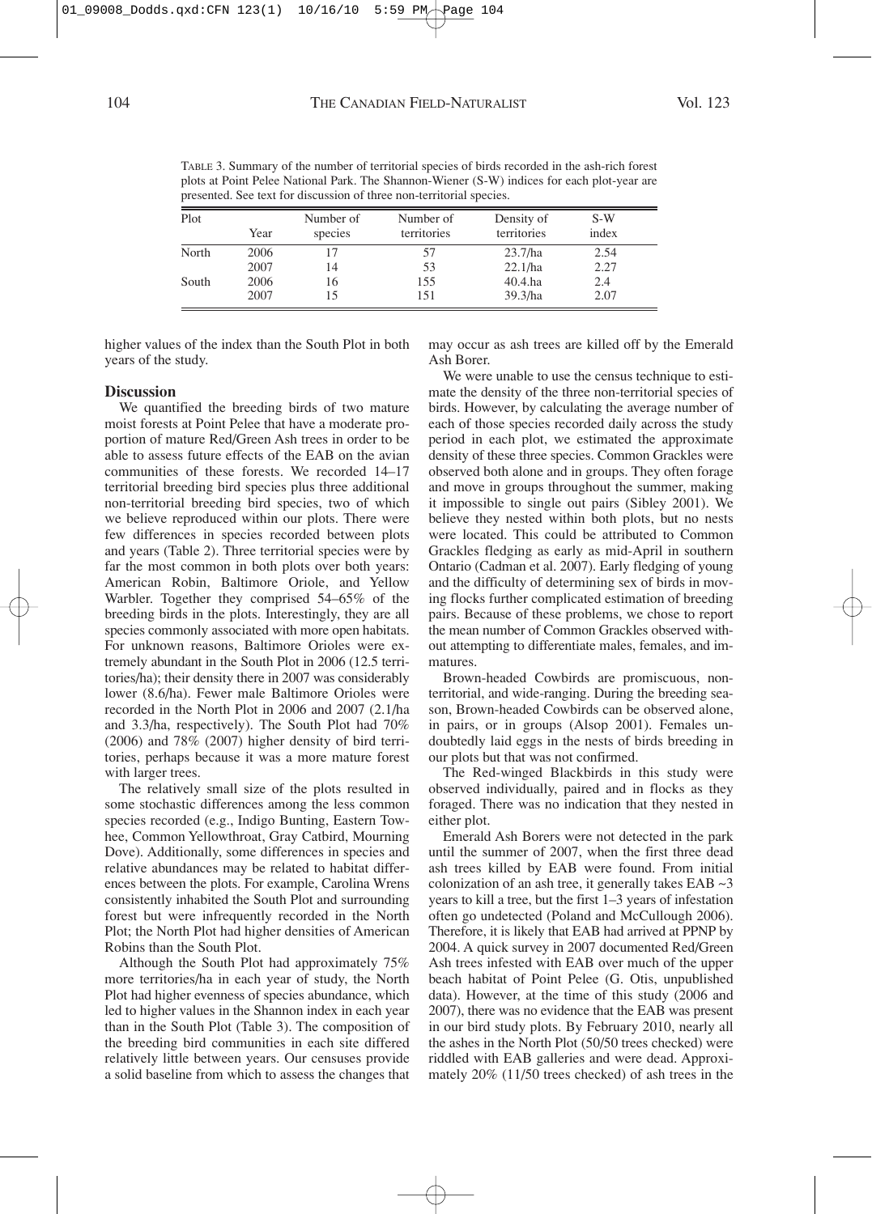TABLE 3. Summary of the number of territorial species of birds recorded in the ash-rich forest plots at Point Pelee National Park. The Shannon-Wiener (S-W) indices for each plot-year are presented. See text for discussion of three non-territorial species.

| Plot | Year | Number of species | Number of territories | Density of territories | S-W index |
|---|---|---|---|---|---|
| North | 2006 | 17 | 57 | 23.7/ha | 2.54 |
| | 2007 | 14 | 53 | 22.1/ha | 2.27 |
| South | 2006 | 16 | 155 | 40.4.ha | 2.4 |
| | 2007 | 15 | 151 | 39.3/ha | 2.07 |

higher values of the index than the South Plot in both years of the study.

## Discussion

We quantified the breeding birds of two mature moist forests at Point Pelee that have a moderate proportion of mature Red/Green Ash trees in order to be able to assess future effects of the EAB on the avian communities of these forests. We recorded 14–17 territorial breeding bird species plus three additional non-territorial breeding bird species, two of which we believe reproduced within our plots. There were few differences in species recorded between plots and years (Table 2). Three territorial species were by far the most common in both plots over both years: American Robin, Baltimore Oriole, and Yellow Warbler. Together they comprised 54–65% of the breeding birds in the plots. Interestingly, they are all species commonly associated with more open habitats. For unknown reasons, Baltimore Orioles were extremely abundant in the South Plot in 2006 (12.5 territories/ha); their density there in 2007 was considerably lower (8.6/ha). Fewer male Baltimore Orioles were recorded in the North Plot in 2006 and 2007 (2.1/ha and 3.3/ha, respectively). The South Plot had 70% (2006) and 78% (2007) higher density of bird territories, perhaps because it was a more mature forest with larger trees.

The relatively small size of the plots resulted in some stochastic differences among the less common species recorded (e.g., Indigo Bunting, Eastern Towhee, Common Yellowthroat, Gray Catbird, Mourning Dove). Additionally, some differences in species and relative abundances may be related to habitat differences between the plots. For example, Carolina Wrens consistently inhabited the South Plot and surrounding forest but were infrequently recorded in the North Plot; the North Plot had higher densities of American Robins than the South Plot.

Although the South Plot had approximately 75% more territories/ha in each year of study, the North Plot had higher evenness of species abundance, which led to higher values in the Shannon index in each year than in the South Plot (Table 3). The composition of the breeding bird communities in each site differed relatively little between years. Our censuses provide a solid baseline from which to assess the changes that may occur as ash trees are killed off by the Emerald Ash Borer.

We were unable to use the census technique to estimate the density of the three non-territorial species of birds. However, by calculating the average number of each of those species recorded daily across the study period in each plot, we estimated the approximate density of these three species. Common Grackles were observed both alone and in groups. They often forage and move in groups throughout the summer, making it impossible to single out pairs (Sibley 2001). We believe they nested within both plots, but no nests were located. This could be attributed to Common Grackles fledging as early as mid-April in southern Ontario (Cadman et al. 2007). Early fledging of young and the difficulty of determining sex of birds in moving flocks further complicated estimation of breeding pairs. Because of these problems, we chose to report the mean number of Common Grackles observed without attempting to differentiate males, females, and immatures.

Brown-headed Cowbirds are promiscuous, non-territorial, and wide-ranging. During the breeding season, Brown-headed Cowbirds can be observed alone, in pairs, or in groups (Alsop 2001). Females undoubtedly laid eggs in the nests of birds breeding in our plots but that was not confirmed.

The Red-winged Blackbirds in this study were observed individually, paired and in flocks as they foraged. There was no indication that they nested in either plot.

Emerald Ash Borers were not detected in the park until the summer of 2007, when the first three dead ash trees killed by EAB were found. From initial colonization of an ash tree, it generally takes EAB ~3 years to kill a tree, but the first 1–3 years of infestation often go undetected (Poland and McCullough 2006). Therefore, it is likely that EAB had arrived at PPNP by 2004. A quick survey in 2007 documented Red/Green Ash trees infested with EAB over much of the upper beach habitat of Point Pelee (G. Otis, unpublished data). However, at the time of this study (2006 and 2007), there was no evidence that the EAB was present in our bird study plots. By February 2010, nearly all the ashes in the North Plot (50/50 trees checked) were riddled with EAB galleries and were dead. Approximately 20% (11/50 trees checked) of ash trees in the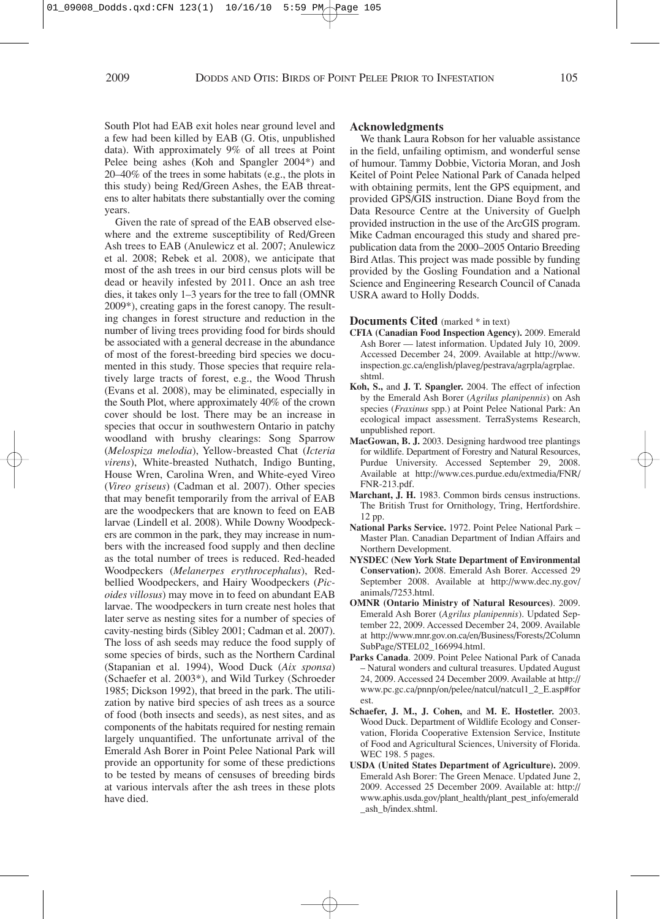South Plot had EAB exit holes near ground level and a few had been killed by EAB (G. Otis, unpublished data). With approximately 9% of all trees at Point Pelee being ashes (Koh and Spangler 2004*) and 20–40% of the trees in some habitats (e.g., the plots in this study) being Red/Green Ashes, the EAB threatens to alter habitats there substantially over the coming years.

Given the rate of spread of the EAB observed elsewhere and the extreme susceptibility of Red/Green Ash trees to EAB (Anulewicz et al. 2007; Anulewicz et al. 2008; Rebek et al. 2008), we anticipate that most of the ash trees in our bird census plots will be dead or heavily infested by 2011. Once an ash tree dies, it takes only 1–3 years for the tree to fall (OMNR 2009*), creating gaps in the forest canopy. The resulting changes in forest structure and reduction in the number of living trees providing food for birds should be associated with a general decrease in the abundance of most of the forest-breeding bird species we documented in this study. Those species that require relatively large tracts of forest, e.g., the Wood Thrush (Evans et al. 2008), may be eliminated, especially in the South Plot, where approximately 40% of the crown cover should be lost. There may be an increase in species that occur in southwestern Ontario in patchy woodland with brushy clearings: Song Sparrow (*Melospiza melodia*), Yellow-breasted Chat (*Icteria virens*), White-breasted Nuthatch, Indigo Bunting, House Wren, Carolina Wren, and White-eyed Vireo (*Vireo griseus*) (Cadman et al. 2007). Other species that may benefit temporarily from the arrival of EAB are the woodpeckers that are known to feed on EAB larvae (Lindell et al. 2008). While Downy Woodpeckers are common in the park, they may increase in numbers with the increased food supply and then decline as the total number of trees is reduced. Red-headed Woodpeckers (*Melanerpes erythrocephalus*), Red-bellied Woodpeckers, and Hairy Woodpeckers (*Picoides villosus*) may move in to feed on abundant EAB larvae. The woodpeckers in turn create nest holes that later serve as nesting sites for a number of species of cavity-nesting birds (Sibley 2001; Cadman et al. 2007). The loss of ash seeds may reduce the food supply of some species of birds, such as the Northern Cardinal (Stapanian et al. 1994), Wood Duck (*Aix sponsa*) (Schaefer et al. 2003*), and Wild Turkey (Schroeder 1985; Dickson 1992), that breed in the park. The utilization by native bird species of ash trees as a source of food (both insects and seeds), as nest sites, and as components of the habitats required for nesting remain largely unquantified. The unfortunate arrival of the Emerald Ash Borer in Point Pelee National Park will provide an opportunity for some of these predictions to be tested by means of censuses of breeding birds at various intervals after the ash trees in these plots have died.

## Acknowledgments

We thank Laura Robson for her valuable assistance in the field, unfailing optimism, and wonderful sense of humour. Tammy Dobbie, Victoria Moran, and Josh Keitel of Point Pelee National Park of Canada helped with obtaining permits, lent the GPS equipment, and provided GPS/GIS instruction. Diane Boyd from the Data Resource Centre at the University of Guelph provided instruction in the use of the ArcGIS program. Mike Cadman encouraged this study and shared prepublication data from the 2000–2005 Ontario Breeding Bird Atlas. This project was made possible by funding provided by the Gosling Foundation and a National Science and Engineering Research Council of Canada USRA award to Holly Dodds.

## Documents Cited (marked * in text)

**CFIA (Canadian Food Inspection Agency).** 2009. Emerald Ash Borer — latest information. Updated July 10, 2009. Accessed December 24, 2009. Available at http://www.inspection.gc.ca/english/plaveg/pestrava/agrpla/agrplae.shtml.

**Koh, S.,** and **J. T. Spangler.** 2004. The effect of infection by the Emerald Ash Borer (*Agrilus planipennis*) on Ash species (*Fraxinus* spp.) at Point Pelee National Park: An ecological impact assessment. TerraSystems Research, unpublished report.

**MacGowan, B. J.** 2003. Designing hardwood tree plantings for wildlife. Department of Forestry and Natural Resources, Purdue University. Accessed September 29, 2008. Available at http://www.ces.purdue.edu/extmedia/FNR/FNR-213.pdf.

**Marchant, J. H.** 1983. Common birds census instructions. The British Trust for Ornithology, Tring, Hertfordshire. 12 pp.

**National Parks Service.** 1972. Point Pelee National Park – Master Plan. Canadian Department of Indian Affairs and Northern Development.

**NYSDEC (New York State Department of Environmental Conservation).** 2008. Emerald Ash Borer. Accessed 29 September 2008. Available at http://www.dec.ny.gov/animals/7253.html.

**OMNR (Ontario Ministry of Natural Resources)**. 2009. Emerald Ash Borer (*Agrilus planipennis*). Updated September 22, 2009. Accessed December 24, 2009. Available at http://www.mnr.gov.on.ca/en/Business/Forests/2ColumnSubPage/STEL02_166994.html.

**Parks Canada**. 2009. Point Pelee National Park of Canada – Natural wonders and cultural treasures. Updated August 24, 2009. Accessed 24 December 2009. Available at http://www.pc.gc.ca/pnnp/on/pelee/natcul/natcul1_2_E.asp#forest.

**Schaefer, J. M., J. Cohen,** and **M. E. Hostetler.** 2003. Wood Duck. Department of Wildlife Ecology and Conservation, Florida Cooperative Extension Service, Institute of Food and Agricultural Sciences, University of Florida. WEC 198. 5 pages.

**USDA (United States Department of Agriculture).** 2009. Emerald Ash Borer: The Green Menace. Updated June 2, 2009. Accessed 25 December 2009. Available at: http://www.aphis.usda.gov/plant_health/plant_pest_info/emerald_ash_b/index.shtml.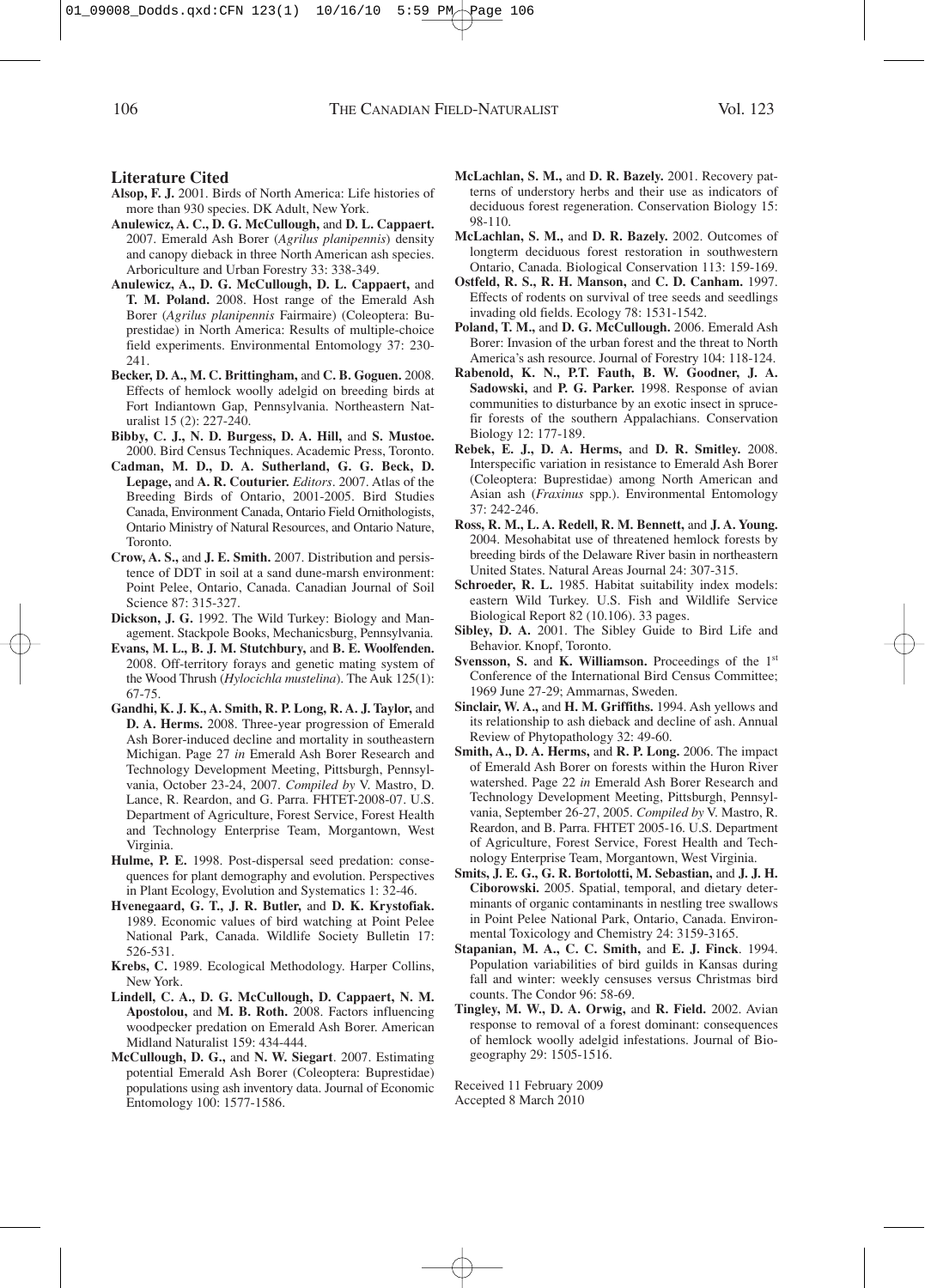## Literature Cited

**Alsop, F. J.** 2001. Birds of North America: Life histories of more than 930 species. DK Adult, New York.

**Anulewicz, A. C., D. G. McCullough,** and **D. L. Cappaert.** 2007. Emerald Ash Borer (*Agrilus planipennis*) density and canopy dieback in three North American ash species. Arboriculture and Urban Forestry 33: 338-349.

**Anulewicz, A., D. G. McCullough, D. L. Cappaert,** and **T. M. Poland.** 2008. Host range of the Emerald Ash Borer (*Agrilus planipennis* Fairmaire) (Coleoptera: Buprestidae) in North America: Results of multiple-choice field experiments. Environmental Entomology 37: 230-241.

**Becker, D. A., M. C. Brittingham,** and **C. B. Goguen.** 2008. Effects of hemlock woolly adelgid on breeding birds at Fort Indiantown Gap, Pennsylvania. Northeastern Naturalist 15 (2): 227-240.

**Bibby, C. J., N. D. Burgess, D. A. Hill,** and **S. Mustoe.** 2000. Bird Census Techniques. Academic Press, Toronto.

**Cadman, M. D., D. A. Sutherland, G. G. Beck, D. Lepage,** and **A. R. Couturier.** *Editors*. 2007. Atlas of the Breeding Birds of Ontario, 2001-2005. Bird Studies Canada, Environment Canada, Ontario Field Ornithologists, Ontario Ministry of Natural Resources, and Ontario Nature, Toronto.

**Crow, A. S.,** and **J. E. Smith.** 2007. Distribution and persistence of DDT in soil at a sand dune-marsh environment: Point Pelee, Ontario, Canada. Canadian Journal of Soil Science 87: 315-327.

**Dickson, J. G.** 1992. The Wild Turkey: Biology and Management. Stackpole Books, Mechanicsburg, Pennsylvania.

**Evans, M. L., B. J. M. Stutchbury,** and **B. E. Woolfenden.** 2008. Off-territory forays and genetic mating system of the Wood Thrush (*Hylocichla mustelina*). The Auk 125(1): 67-75.

**Gandhi, K. J. K., A. Smith, R. P. Long, R. A. J. Taylor,** and **D. A. Herms.** 2008. Three-year progression of Emerald Ash Borer-induced decline and mortality in southeastern Michigan. Page 27 *in* Emerald Ash Borer Research and Technology Development Meeting, Pittsburgh, Pennsylvania, October 23-24, 2007. *Compiled by* V. Mastro, D. Lance, R. Reardon, and G. Parra. FHTET-2008-07. U.S. Department of Agriculture, Forest Service, Forest Health and Technology Enterprise Team, Morgantown, West Virginia.

**Hulme, P. E.** 1998. Post-dispersal seed predation: consequences for plant demography and evolution. Perspectives in Plant Ecology, Evolution and Systematics 1: 32-46.

**Hvenegaard, G. T., J. R. Butler,** and **D. K. Krystofiak.** 1989. Economic values of bird watching at Point Pelee National Park, Canada. Wildlife Society Bulletin 17: 526-531.

**Krebs, C.** 1989. Ecological Methodology. Harper Collins, New York.

**Lindell, C. A., D. G. McCullough, D. Cappaert, N. M. Apostolou,** and **M. B. Roth.** 2008. Factors influencing woodpecker predation on Emerald Ash Borer. American Midland Naturalist 159: 434-444.

**McCullough, D. G.,** and **N. W. Siegart**. 2007. Estimating potential Emerald Ash Borer (Coleoptera: Buprestidae) populations using ash inventory data. Journal of Economic Entomology 100: 1577-1586.

**McLachlan, S. M.,** and **D. R. Bazely.** 2001. Recovery patterns of understory herbs and their use as indicators of deciduous forest regeneration. Conservation Biology 15: 98-110.

**McLachlan, S. M.,** and **D. R. Bazely.** 2002. Outcomes of longterm deciduous forest restoration in southwestern Ontario, Canada. Biological Conservation 113: 159-169.

**Ostfeld, R. S., R. H. Manson,** and **C. D. Canham.** 1997. Effects of rodents on survival of tree seeds and seedlings invading old fields. Ecology 78: 1531-1542.

**Poland, T. M.,** and **D. G. McCullough.** 2006. Emerald Ash Borer: Invasion of the urban forest and the threat to North America's ash resource. Journal of Forestry 104: 118-124.

**Rabenold, K. N., P.T. Fauth, B. W. Goodner, J. A. Sadowski,** and **P. G. Parker.** 1998. Response of avian communities to disturbance by an exotic insect in spruce-fir forests of the southern Appalachians. Conservation Biology 12: 177-189.

**Rebek, E. J., D. A. Herms,** and **D. R. Smitley.** 2008. Interspecific variation in resistance to Emerald Ash Borer (Coleoptera: Buprestidae) among North American and Asian ash (*Fraxinus* spp.). Environmental Entomology 37: 242-246.

**Ross, R. M., L. A. Redell, R. M. Bennett,** and **J. A. Young.** 2004. Mesohabitat use of threatened hemlock forests by breeding birds of the Delaware River basin in northeastern United States. Natural Areas Journal 24: 307-315.

**Schroeder, R. L.** 1985. Habitat suitability index models: eastern Wild Turkey. U.S. Fish and Wildlife Service Biological Report 82 (10.106). 33 pages.

**Sibley, D. A.** 2001. The Sibley Guide to Bird Life and Behavior. Knopf, Toronto.

**Svensson, S.** and **K. Williamson.** Proceedings of the 1st Conference of the International Bird Census Committee; 1969 June 27-29; Ammarnas, Sweden.

**Sinclair, W. A.,** and **H. M. Griffiths.** 1994. Ash yellows and its relationship to ash dieback and decline of ash. Annual Review of Phytopathology 32: 49-60.

**Smith, A., D. A. Herms,** and **R. P. Long.** 2006. The impact of Emerald Ash Borer on forests within the Huron River watershed. Page 22 *in* Emerald Ash Borer Research and Technology Development Meeting, Pittsburgh, Pennsylvania, September 26-27, 2005. *Compiled by* V. Mastro, R. Reardon, and B. Parra. FHTET 2005-16. U.S. Department of Agriculture, Forest Service, Forest Health and Technology Enterprise Team, Morgantown, West Virginia.

**Smits, J. E. G., G. R. Bortolotti, M. Sebastian,** and **J. J. H. Ciborowski.** 2005. Spatial, temporal, and dietary determinants of organic contaminants in nestling tree swallows in Point Pelee National Park, Ontario, Canada. Environmental Toxicology and Chemistry 24: 3159-3165.

**Stapanian, M. A., C. C. Smith,** and **E. J. Finck**. 1994. Population variabilities of bird guilds in Kansas during fall and winter: weekly censuses versus Christmas bird counts. The Condor 96: 58-69.

**Tingley, M. W., D. A. Orwig,** and **R. Field.** 2002. Avian response to removal of a forest dominant: consequences of hemlock woolly adelgid infestations. Journal of Biogeography 29: 1505-1516.

Received 11 February 2009
Accepted 8 March 2010